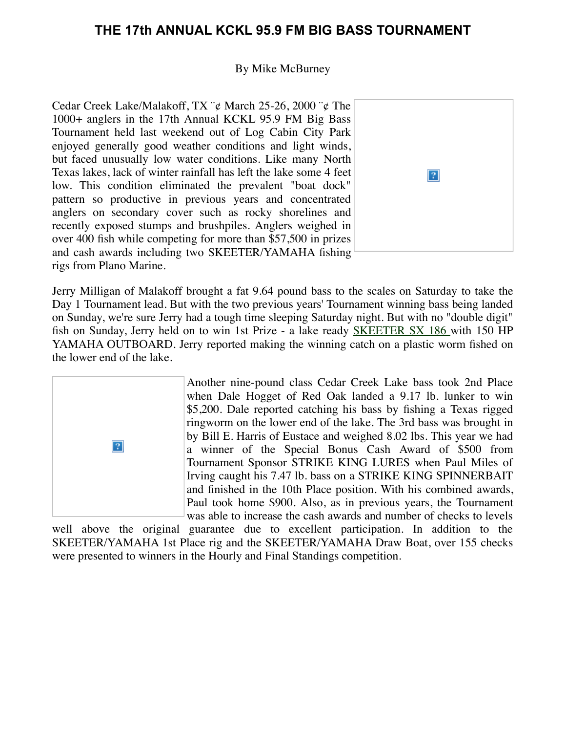# THE 17th ANNUAL KCKL 95.9 FM BIG BASS TOURNAMENT

By Mike McBurney

Cedar Creek Lake/Malakoff, TX ¨¢ March 25-26, 2000 ¨¢ The 1000+ anglers in the 17th Annual KCKL 95.9 FM Big Bass Tournament held last weekend out of Log Cabin City Park enjoyed generally good weather conditions and light winds, but faced unusually low water conditions. Like many North Texas lakes, lack of winter rainfall has left the lake some 4 feet low. This condition eliminated the prevalent "boat dock" pattern so productive in previous years and concentrated anglers on secondary cover such as rocky shorelines and recently exposed stumps and brushpiles. Anglers weighed in over 400 fish while competing for more than $57,500 in prizes and cash awards including two SKEETER/YAMAHA fishing rigs from Plano Marine.

Jerry Milligan of Malakoff brought a fat 9.64 pound bass to the scales on Saturday to take the Day 1 Tournament lead. But with the two previous years' Tournament winning bass being landed on Sunday, we're sure Jerry had a tough time sleeping Saturday night. But with no "double digit" fish on Sunday, Jerry held on to win 1st Prize - a lake ready SKEETER SX 186 with 150 HP YAMAHA OUTBOARD. Jerry reported making the winning catch on a plastic worm fished on the lower end of the lake.

Another nine-pound class Cedar Creek Lake bass took 2nd Place when Dale Hogget of Red Oak landed a 9.17 lb. lunker to win $5,200. Dale reported catching his bass by fishing a Texas rigged ringworm on the lower end of the lake. The 3rd bass was brought in by Bill E. Harris of Eustace and weighed 8.02 lbs. This year we had a winner of the Special Bonus Cash Award of $500 from Tournament Sponsor STRIKE KING LURES when Paul Miles of Irving caught his 7.47 lb. bass on a STRIKE KING SPINNERBAIT and finished in the 10th Place position. With his combined awards, Paul took home $900. Also, as in previous years, the Tournament was able to increase the cash awards and number of checks to levels well above the original guarantee due to excellent participation. In addition to the SKEETER/YAMAHA 1st Place rig and the SKEETER/YAMAHA Draw Boat, over 155 checks were presented to winners in the Hourly and Final Standings competition.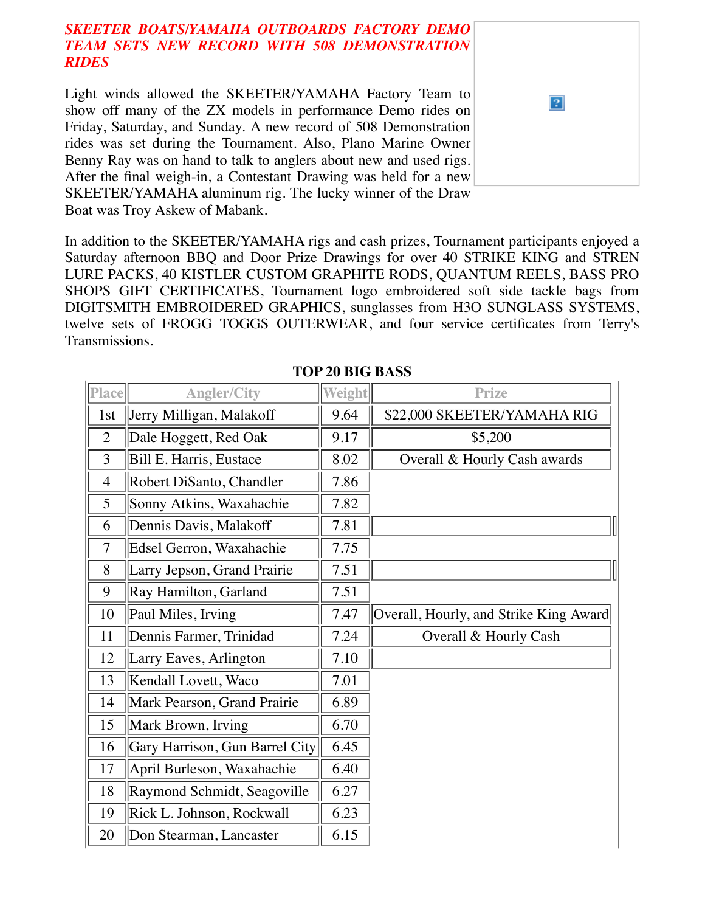*SKEETER BOATS/YAMAHA OUTBOARDS FACTORY DEMO TEAM SETS NEW RECORD WITH 508 DEMONSTRATION RIDES*

Light winds allowed the SKEETER/YAMAHA Factory Team to show off many of the ZX models in performance Demo rides on Friday, Saturday, and Sunday. A new record of 508 Demonstration rides was set during the Tournament. Also, Plano Marine Owner Benny Ray was on hand to talk to anglers about new and used rigs. After the final weigh-in, a Contestant Drawing was held for a new SKEETER/YAMAHA aluminum rig. The lucky winner of the Draw Boat was Troy Askew of Mabank.

In addition to the SKEETER/YAMAHA rigs and cash prizes, Tournament participants enjoyed a Saturday afternoon BBQ and Door Prize Drawings for over 40 STRIKE KING and STREN LURE PACKS, 40 KISTLER CUSTOM GRAPHITE RODS, QUANTUM REELS, BASS PRO SHOPS GIFT CERTIFICATES, Tournament logo embroidered soft side tackle bags from DIGITSMITH EMBROIDERED GRAPHICS, sunglasses from H3O SUNGLASS SYSTEMS, twelve sets of FROGG TOGGS OUTERWEAR, and four service certificates from Terry's Transmissions.

**TOP 20 BIG BASS**

| Place | Angler/City | Weight | Prize |
|---|---|---|---|
| 1st | Jerry Milligan, Malakoff | 9.64 | $22,000 SKEETER/YAMAHA RIG |
| 2 | Dale Hoggett, Red Oak | 9.17 | $5,200 |
| 3 | Bill E. Harris, Eustace | 8.02 | Overall & Hourly Cash awards |
| 4 | Robert DiSanto, Chandler | 7.86 | |
| 5 | Sonny Atkins, Waxahachie | 7.82 | |
| 6 | Dennis Davis, Malakoff | 7.81 | |
| 7 | Edsel Gerron, Waxahachie | 7.75 | |
| 8 | Larry Jepson, Grand Prairie | 7.51 | |
| 9 | Ray Hamilton, Garland | 7.51 | |
| 10 | Paul Miles, Irving | 7.47 | Overall, Hourly, and Strike King Award |
| 11 | Dennis Farmer, Trinidad | 7.24 | Overall & Hourly Cash |
| 12 | Larry Eaves, Arlington | 7.10 | |
| 13 | Kendall Lovett, Waco | 7.01 | |
| 14 | Mark Pearson, Grand Prairie | 6.89 | |
| 15 | Mark Brown, Irving | 6.70 | |
| 16 | Gary Harrison, Gun Barrel City | 6.45 | |
| 17 | April Burleson, Waxahachie | 6.40 | |
| 18 | Raymond Schmidt, Seagoville | 6.27 | |
| 19 | Rick L. Johnson, Rockwall | 6.23 | |
| 20 | Don Stearman, Lancaster | 6.15 | |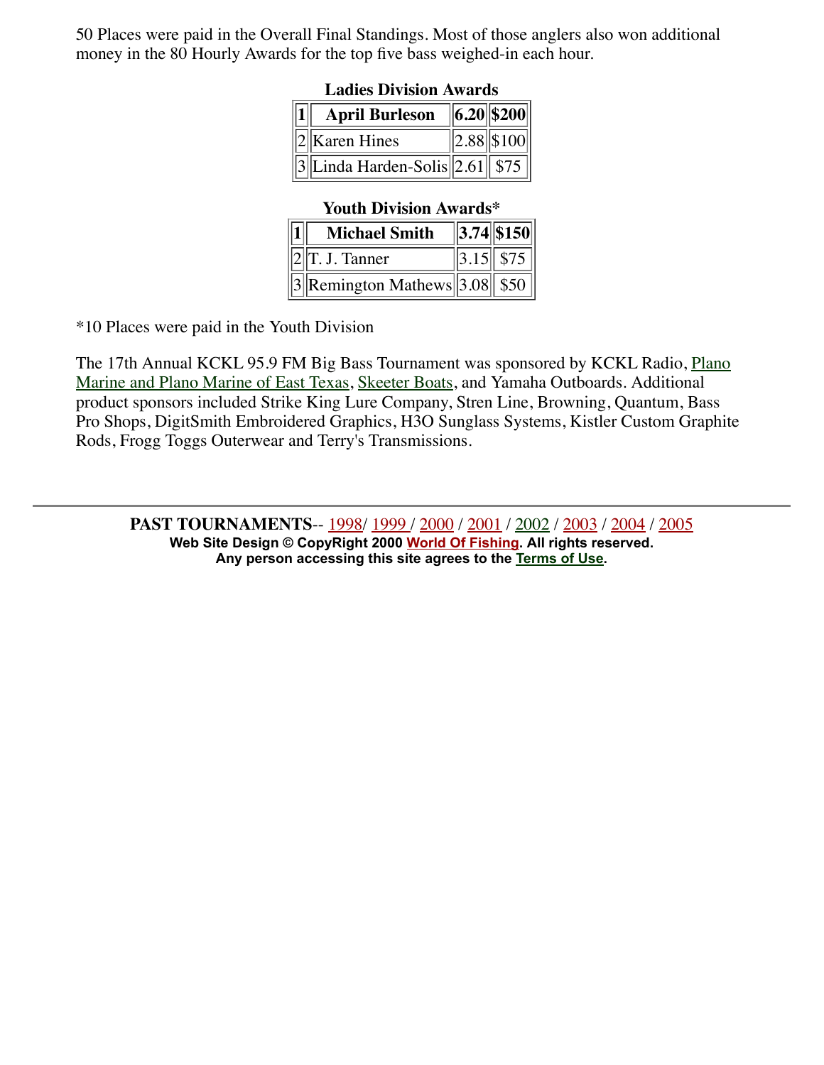50 Places were paid in the Overall Final Standings. Most of those anglers also won additional money in the 80 Hourly Awards for the top five bass weighed-in each hour.

**Ladies Division Awards**

| | | | |
|---|---|---|---|
| **1** | **April Burleson** | **6.20** | **$200** |
| 2 | Karen Hines | 2.88 | $100 |
| 3 | Linda Harden-Solis | 2.61 | $75 |

**Youth Division Awards***

| | | | |
|---|---|---|---|
| **1** | **Michael Smith** | **3.74** | **$150** |
| 2 | T. J. Tanner | 3.15 | $75 |
| 3 | Remington Mathews | 3.08 | $50 |

*10 Places were paid in the Youth Division

The 17th Annual KCKL 95.9 FM Big Bass Tournament was sponsored by KCKL Radio, Plano Marine and Plano Marine of East Texas, Skeeter Boats, and Yamaha Outboards. Additional product sponsors included Strike King Lure Company, Stren Line, Browning, Quantum, Bass Pro Shops, DigitSmith Embroidered Graphics, H3O Sunglass Systems, Kistler Custom Graphite Rods, Frogg Toggs Outerwear and Terry's Transmissions.

---

**PAST TOURNAMENTS**-- 1998/ 1999 / 2000 / 2001 / 2002 / 2003 / 2004 / 2005

**Web Site Design © CopyRight 2000 World Of Fishing. All rights reserved.**
**Any person accessing this site agrees to the Terms of Use.**